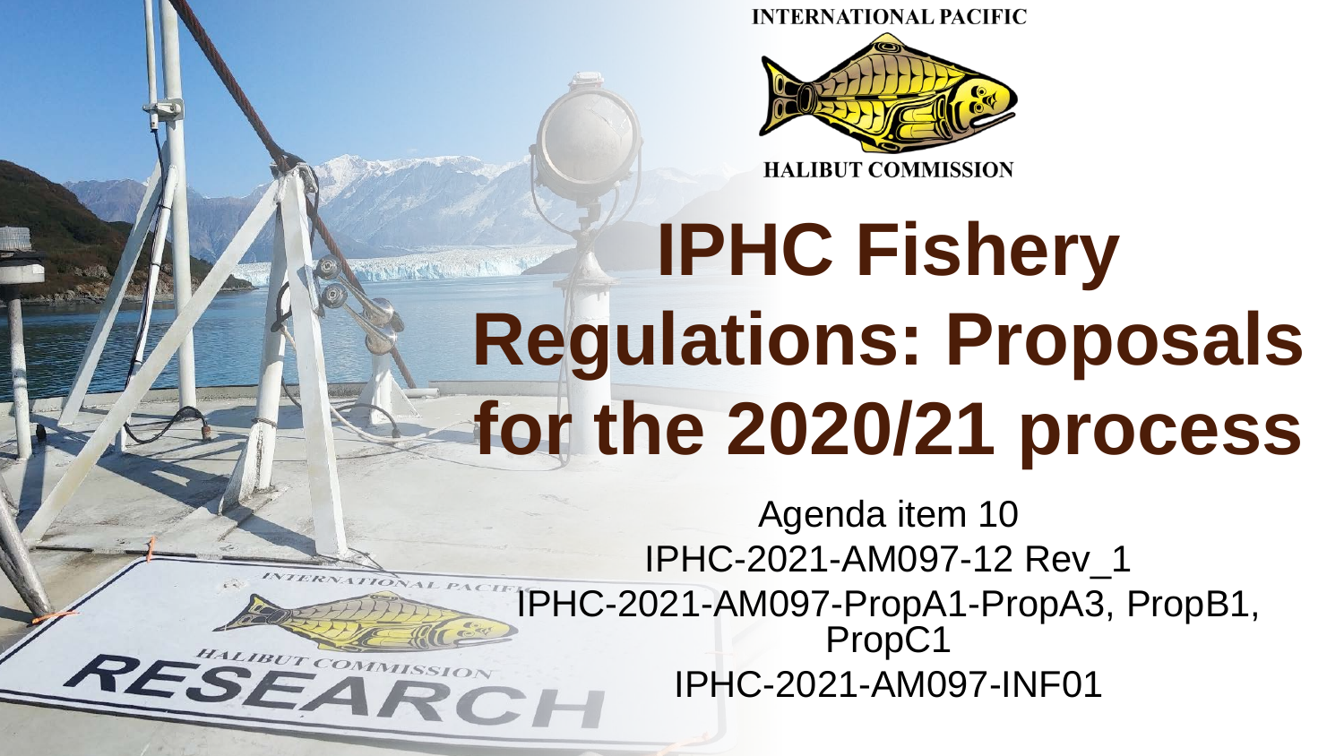INTERNATIONAL PACIFIC HALIBUT COMMISSION

# IPHC Fishery Regulations: Proposals for the 2020/21 process

Agenda item 10

IPHC-2021-AM097-12 Rev_1

IPHC-2021-AM097-PropA1-PropA3, PropB1, PropC1

IPHC-2021-AM097-INF01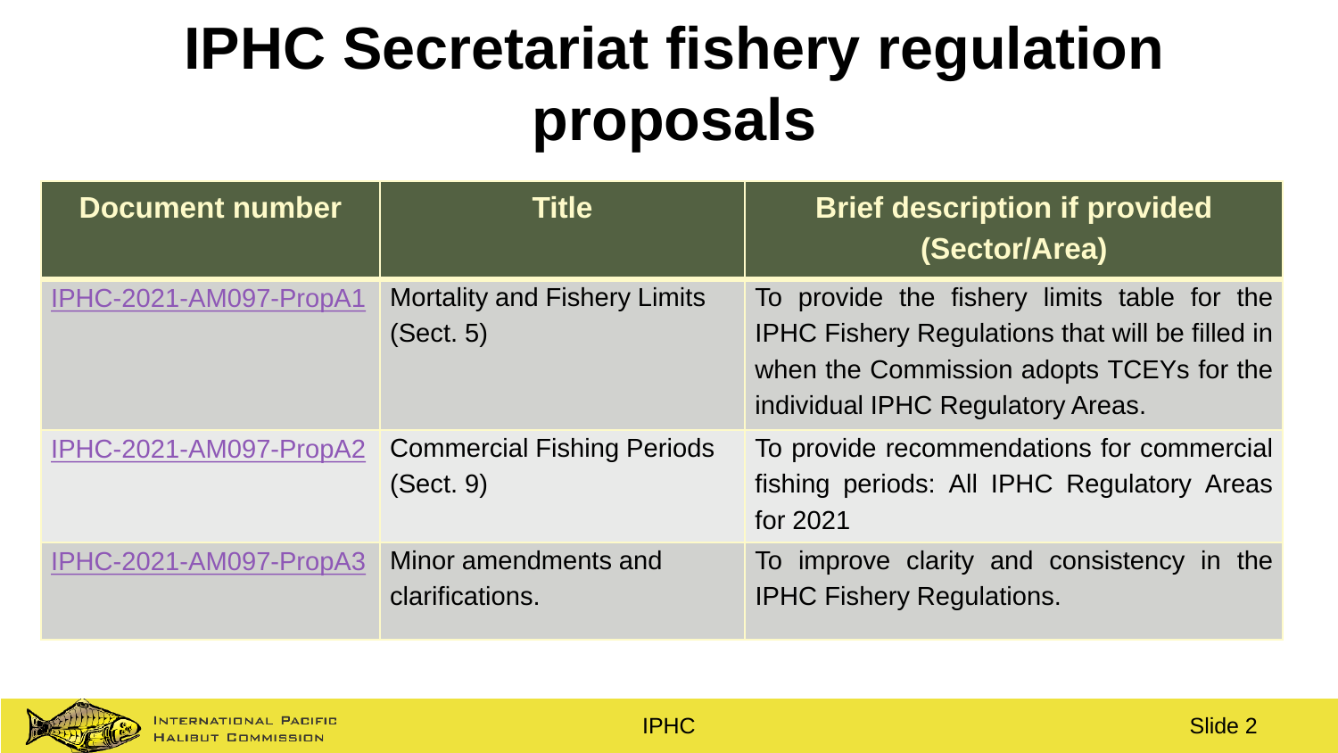# IPHC Secretariat fishery regulation proposals

| Document number | Title | Brief description if provided (Sector/Area) |
|---|---|---|
| IPHC-2021-AM097-PropA1 | Mortality and Fishery Limits (Sect. 5) | To provide the fishery limits table for the IPHC Fishery Regulations that will be filled in when the Commission adopts TCEYs for the individual IPHC Regulatory Areas. |
| IPHC-2021-AM097-PropA2 | Commercial Fishing Periods (Sect. 9) | To provide recommendations for commercial fishing periods: All IPHC Regulatory Areas for 2021 |
| IPHC-2021-AM097-PropA3 | Minor amendments and clarifications. | To improve clarity and consistency in the IPHC Fishery Regulations. |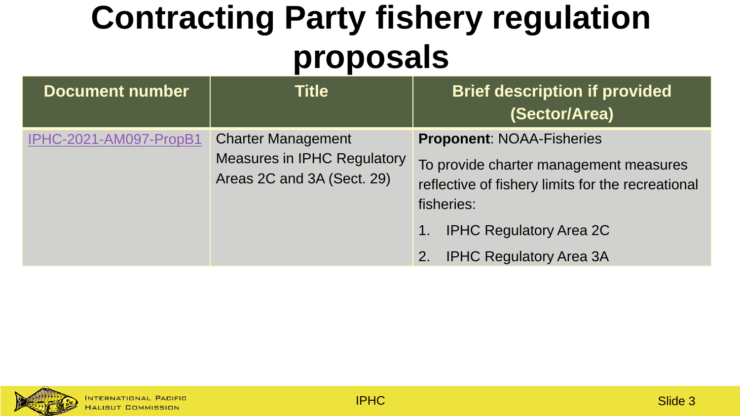# Contracting Party fishery regulation proposals

| Document number | Title | Brief description if provided (Sector/Area) |
|---|---|---|
| IPHC-2021-AM097-PropB1 | Charter Management Measures in IPHC Regulatory Areas 2C and 3A (Sect. 29) | **Proponent**: NOAA-Fisheries<br>To provide charter management measures reflective of fishery limits for the recreational fisheries:<br>1. IPHC Regulatory Area 2C<br>2. IPHC Regulatory Area 3A |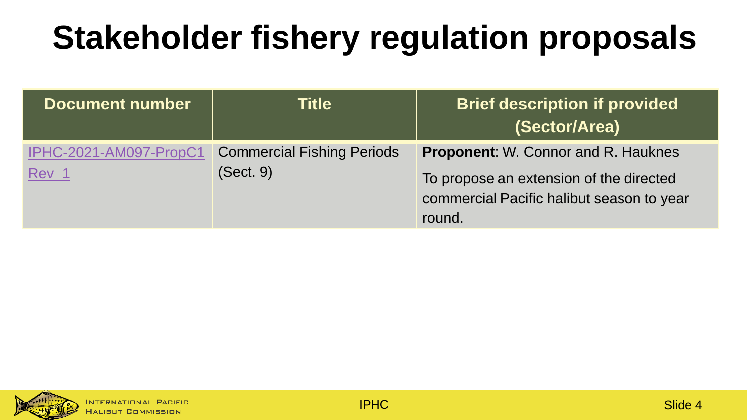# Stakeholder fishery regulation proposals

| Document number | Title | Brief description if provided (Sector/Area) |
| --- | --- | --- |
| IPHC-2021-AM097-PropC1 Rev_1 | Commercial Fishing Periods (Sect. 9) | **Proponent**: W. Connor and R. Hauknes<br>To propose an extension of the directed commercial Pacific halibut season to year round. |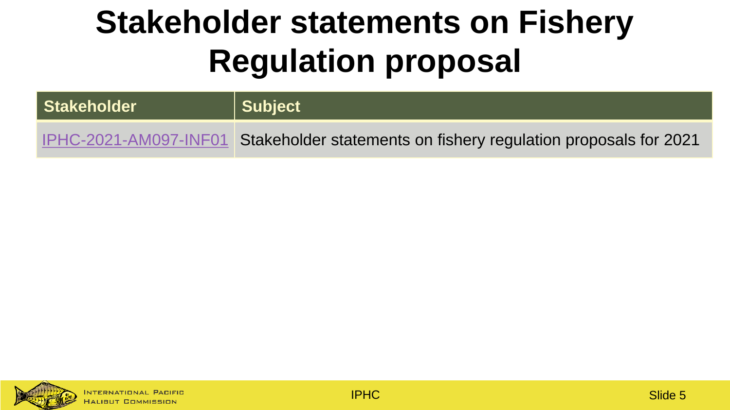# Stakeholder statements on Fishery Regulation proposal

| Stakeholder | Subject |
|---|---|
| IPHC-2021-AM097-INF01 | Stakeholder statements on fishery regulation proposals for 2021 |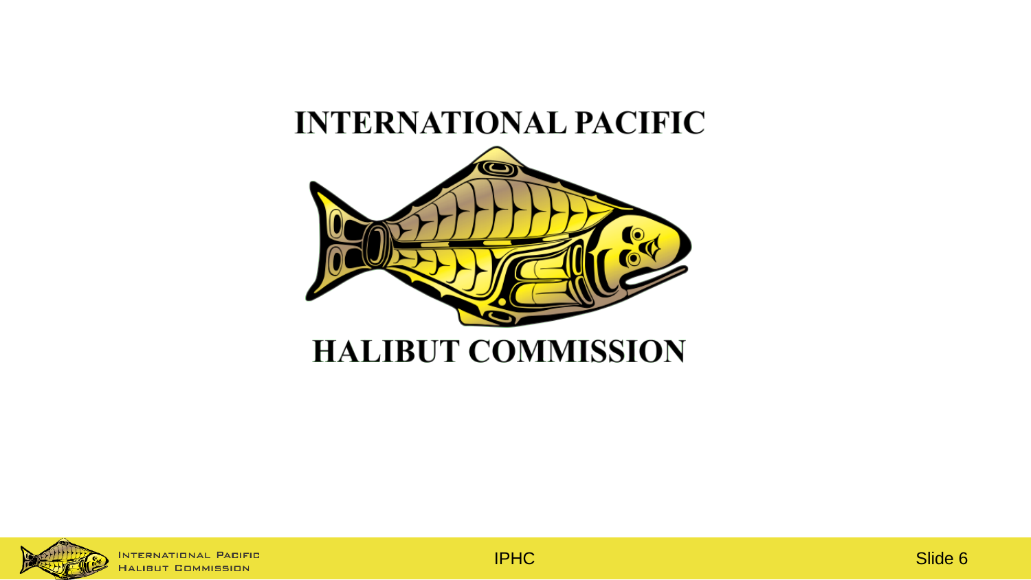INTERNATIONAL PACIFIC

HALIBUT COMMISSION